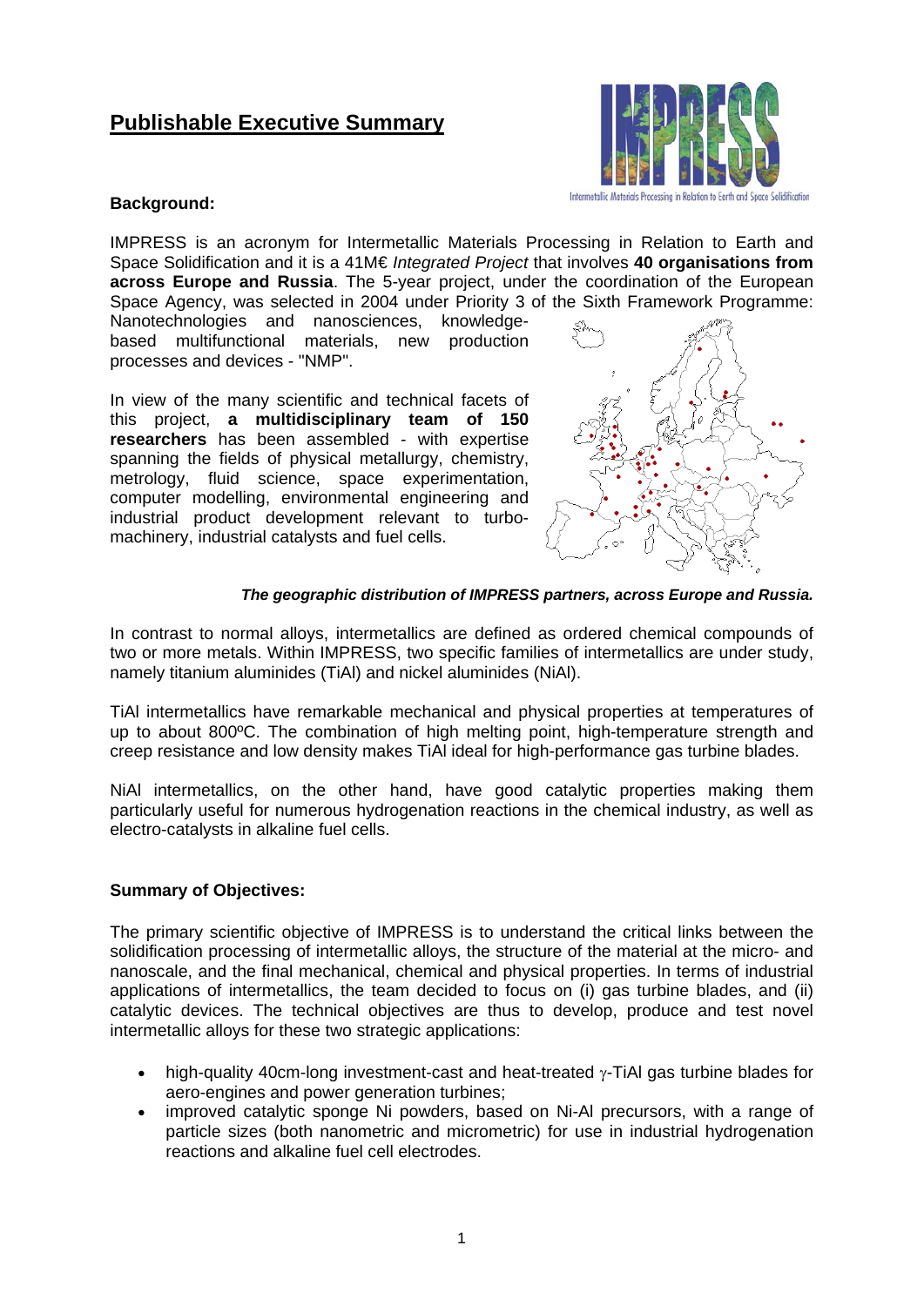# Publishable Executive Summary

Intermetallic Materials Processing in Relation to Earth and Space Solidification

### Background:

IMPRESS is an acronym for Intermetallic Materials Processing in Relation to Earth and Space Solidification and it is a 41M€ *Integrated Project* that involves **40 organisations from across Europe and Russia**. The 5-year project, under the coordination of the European Space Agency, was selected in 2004 under Priority 3 of the Sixth Framework Programme: Nanotechnologies and nanosciences, knowledge-based multifunctional materials, new production processes and devices - "NMP".

In view of the many scientific and technical facets of this project, **a multidisciplinary team of 150 researchers** has been assembled - with expertise spanning the fields of physical metallurgy, chemistry, metrology, fluid science, space experimentation, computer modelling, environmental engineering and industrial product development relevant to turbo-machinery, industrial catalysts and fuel cells.

***The geographic distribution of IMPRESS partners, across Europe and Russia.***

In contrast to normal alloys, intermetallics are defined as ordered chemical compounds of two or more metals. Within IMPRESS, two specific families of intermetallics are under study, namely titanium aluminides (TiAl) and nickel aluminides (NiAl).

TiAl intermetallics have remarkable mechanical and physical properties at temperatures of up to about 800ºC. The combination of high melting point, high-temperature strength and creep resistance and low density makes TiAl ideal for high-performance gas turbine blades.

NiAl intermetallics, on the other hand, have good catalytic properties making them particularly useful for numerous hydrogenation reactions in the chemical industry, as well as electro-catalysts in alkaline fuel cells.

### Summary of Objectives:

The primary scientific objective of IMPRESS is to understand the critical links between the solidification processing of intermetallic alloys, the structure of the material at the micro- and nanoscale, and the final mechanical, chemical and physical properties. In terms of industrial applications of intermetallics, the team decided to focus on (i) gas turbine blades, and (ii) catalytic devices. The technical objectives are thus to develop, produce and test novel intermetallic alloys for these two strategic applications:

- high-quality 40cm-long investment-cast and heat-treated $\gamma$-TiAl gas turbine blades for aero-engines and power generation turbines;
- improved catalytic sponge Ni powders, based on Ni-Al precursors, with a range of particle sizes (both nanometric and micrometric) for use in industrial hydrogenation reactions and alkaline fuel cell electrodes.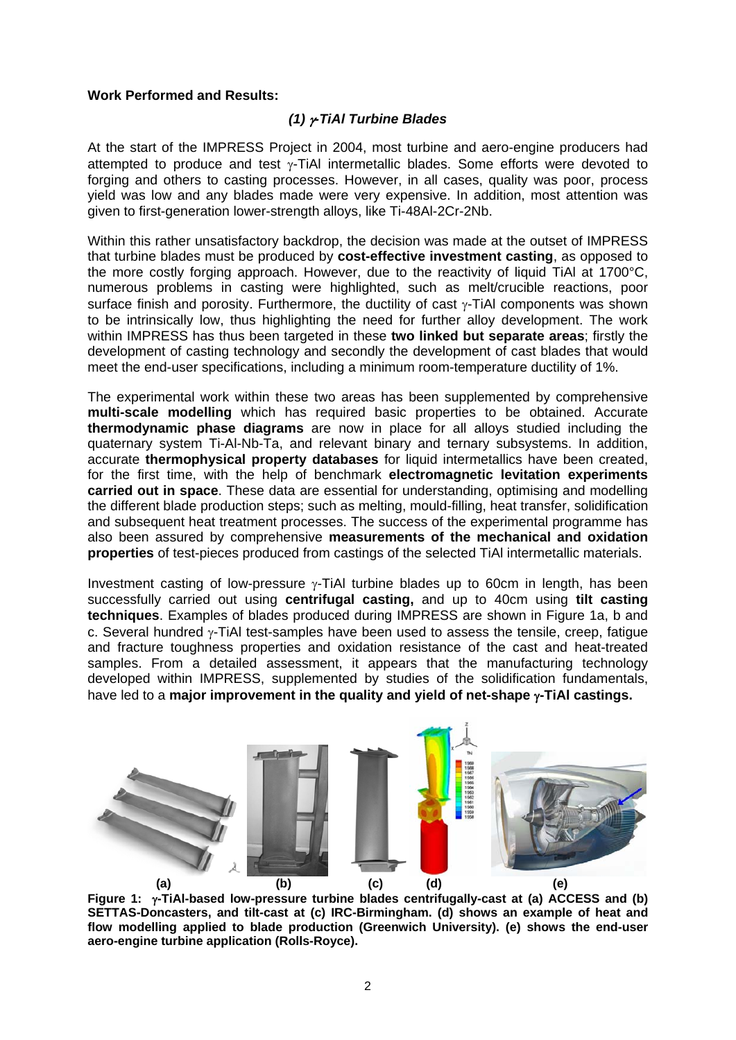**Work Performed and Results:**

### *(1) γ-TiAl Turbine Blades*

At the start of the IMPRESS Project in 2004, most turbine and aero-engine producers had attempted to produce and test γ-TiAl intermetallic blades. Some efforts were devoted to forging and others to casting processes. However, in all cases, quality was poor, process yield was low and any blades made were very expensive. In addition, most attention was given to first-generation lower-strength alloys, like Ti-48Al-2Cr-2Nb.

Within this rather unsatisfactory backdrop, the decision was made at the outset of IMPRESS that turbine blades must be produced by **cost-effective investment casting**, as opposed to the more costly forging approach. However, due to the reactivity of liquid TiAl at 1700°C, numerous problems in casting were highlighted, such as melt/crucible reactions, poor surface finish and porosity. Furthermore, the ductility of cast γ-TiAl components was shown to be intrinsically low, thus highlighting the need for further alloy development. The work within IMPRESS has thus been targeted in these **two linked but separate areas**; firstly the development of casting technology and secondly the development of cast blades that would meet the end-user specifications, including a minimum room-temperature ductility of 1%.

The experimental work within these two areas has been supplemented by comprehensive **multi-scale modelling** which has required basic properties to be obtained. Accurate **thermodynamic phase diagrams** are now in place for all alloys studied including the quaternary system Ti-Al-Nb-Ta, and relevant binary and ternary subsystems. In addition, accurate **thermophysical property databases** for liquid intermetallics have been created, for the first time, with the help of benchmark **electromagnetic levitation experiments carried out in space**. These data are essential for understanding, optimising and modelling the different blade production steps; such as melting, mould-filling, heat transfer, solidification and subsequent heat treatment processes. The success of the experimental programme has also been assured by comprehensive **measurements of the mechanical and oxidation properties** of test-pieces produced from castings of the selected TiAl intermetallic materials.

Investment casting of low-pressure γ-TiAl turbine blades up to 60cm in length, has been successfully carried out using **centrifugal casting,** and up to 40cm using **tilt casting techniques**. Examples of blades produced during IMPRESS are shown in Figure 1a, b and c. Several hundred γ-TiAl test-samples have been used to assess the tensile, creep, fatigue and fracture toughness properties and oxidation resistance of the cast and heat-treated samples. From a detailed assessment, it appears that the manufacturing technology developed within IMPRESS, supplemented by studies of the solidification fundamentals, have led to a **major improvement in the quality and yield of net-shape γ-TiAl castings.**

**Figure 1: γ-TiAl-based low-pressure turbine blades centrifugally-cast at (a) ACCESS and (b) SETTAS-Doncasters, and tilt-cast at (c) IRC-Birmingham. (d) shows an example of heat and flow modelling applied to blade production (Greenwich University). (e) shows the end-user aero-engine turbine application (Rolls-Royce).**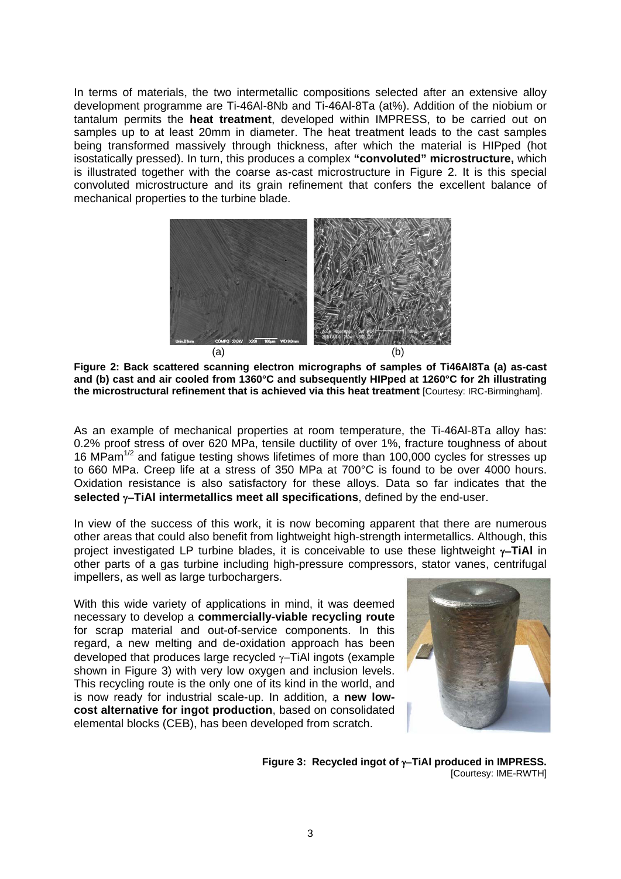In terms of materials, the two intermetallic compositions selected after an extensive alloy development programme are Ti-46Al-8Nb and Ti-46Al-8Ta (at%). Addition of the niobium or tantalum permits the **heat treatment**, developed within IMPRESS, to be carried out on samples up to at least 20mm in diameter. The heat treatment leads to the cast samples being transformed massively through thickness, after which the material is HIPped (hot isostatically pressed). In turn, this produces a complex **"convoluted" microstructure,** which is illustrated together with the coarse as-cast microstructure in Figure 2. It is this special convoluted microstructure and its grain refinement that confers the excellent balance of mechanical properties to the turbine blade.

(a) (b)

**Figure 2: Back scattered scanning electron micrographs of samples of Ti46Al8Ta (a) as-cast and (b) cast and air cooled from 1360°C and subsequently HIPped at 1260°C for 2h illustrating the microstructural refinement that is achieved via this heat treatment** [Courtesy: IRC-Birmingham].

As an example of mechanical properties at room temperature, the Ti-46Al-8Ta alloy has: 0.2% proof stress of over 620 MPa, tensile ductility of over 1%, fracture toughness of about 16 $MPam^{1/2}$ and fatigue testing shows lifetimes of more than 100,000 cycles for stresses up to 660 MPa. Creep life at a stress of 350 MPa at 700°C is found to be over 4000 hours. Oxidation resistance is also satisfactory for these alloys. Data so far indicates that the **selected γ–TiAl intermetallics meet all specifications**, defined by the end-user.

In view of the success of this work, it is now becoming apparent that there are numerous other areas that could also benefit from lightweight high-strength intermetallics. Although, this project investigated LP turbine blades, it is conceivable to use these lightweight **γ–TiAl** in other parts of a gas turbine including high-pressure compressors, stator vanes, centrifugal impellers, as well as large turbochargers.

With this wide variety of applications in mind, it was deemed necessary to develop a **commercially-viable recycling route** for scrap material and out-of-service components. In this regard, a new melting and de-oxidation approach has been developed that produces large recycled γ–TiAl ingots (example shown in Figure 3) with very low oxygen and inclusion levels. This recycling route is the only one of its kind in the world, and is now ready for industrial scale-up. In addition, a **new low-cost alternative for ingot production**, based on consolidated elemental blocks (CEB), has been developed from scratch.

**Figure 3: Recycled ingot of γ–TiAl produced in IMPRESS.** [Courtesy: IME-RWTH]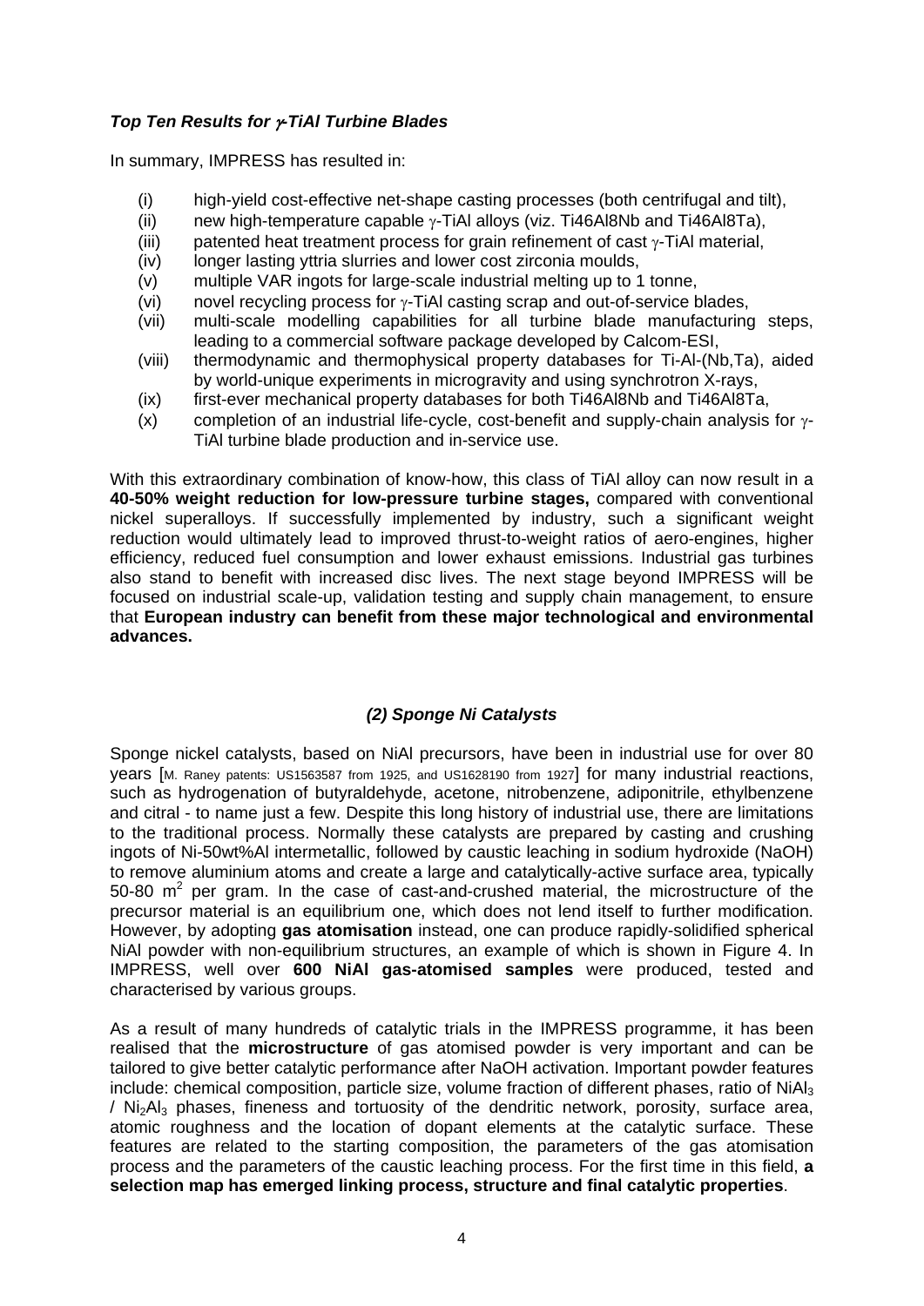### ***Top Ten Results for γ-TiAl Turbine Blades***

In summary, IMPRESS has resulted in:

- (i) high-yield cost-effective net-shape casting processes (both centrifugal and tilt),
- (ii) new high-temperature capable γ-TiAl alloys (viz. Ti46Al8Nb and Ti46Al8Ta),
- (iii) patented heat treatment process for grain refinement of cast γ-TiAl material,
- (iv) longer lasting yttria slurries and lower cost zirconia moulds,
- (v) multiple VAR ingots for large-scale industrial melting up to 1 tonne,
- (vi) novel recycling process for γ-TiAl casting scrap and out-of-service blades,
- (vii) multi-scale modelling capabilities for all turbine blade manufacturing steps, leading to a commercial software package developed by Calcom-ESI,
- (viii) thermodynamic and thermophysical property databases for Ti-Al-(Nb,Ta), aided by world-unique experiments in microgravity and using synchrotron X-rays,
- (ix) first-ever mechanical property databases for both Ti46Al8Nb and Ti46Al8Ta,
- (x) completion of an industrial life-cycle, cost-benefit and supply-chain analysis for γ-TiAl turbine blade production and in-service use.

With this extraordinary combination of know-how, this class of TiAl alloy can now result in a **40-50% weight reduction for low-pressure turbine stages,** compared with conventional nickel superalloys. If successfully implemented by industry, such a significant weight reduction would ultimately lead to improved thrust-to-weight ratios of aero-engines, higher efficiency, reduced fuel consumption and lower exhaust emissions. Industrial gas turbines also stand to benefit with increased disc lives. The next stage beyond IMPRESS will be focused on industrial scale-up, validation testing and supply chain management, to ensure that **European industry can benefit from these major technological and environmental advances.**

### ***(2) Sponge Ni Catalysts***

Sponge nickel catalysts, based on NiAl precursors, have been in industrial use for over 80 years [M. Raney patents: US1563587 from 1925, and US1628190 from 1927] for many industrial reactions, such as hydrogenation of butyraldehyde, acetone, nitrobenzene, adiponitrile, ethylbenzene and citral - to name just a few. Despite this long history of industrial use, there are limitations to the traditional process. Normally these catalysts are prepared by casting and crushing ingots of Ni-50wt%Al intermetallic, followed by caustic leaching in sodium hydroxide (NaOH) to remove aluminium atoms and create a large and catalytically-active surface area, typically 50-80 $m^2$ per gram. In the case of cast-and-crushed material, the microstructure of the precursor material is an equilibrium one, which does not lend itself to further modification. However, by adopting **gas atomisation** instead, one can produce rapidly-solidified spherical NiAl powder with non-equilibrium structures, an example of which is shown in Figure 4. In IMPRESS, well over **600 NiAl gas-atomised samples** were produced, tested and characterised by various groups.

As a result of many hundreds of catalytic trials in the IMPRESS programme, it has been realised that the **microstructure** of gas atomised powder is very important and can be tailored to give better catalytic performance after NaOH activation. Important powder features include: chemical composition, particle size, volume fraction of different phases, ratio of $NiAl_3$ / $Ni_2Al_3$ phases, fineness and tortuosity of the dendritic network, porosity, surface area, atomic roughness and the location of dopant elements at the catalytic surface. These features are related to the starting composition, the parameters of the gas atomisation process and the parameters of the caustic leaching process. For the first time in this field, **a selection map has emerged linking process, structure and final catalytic properties**.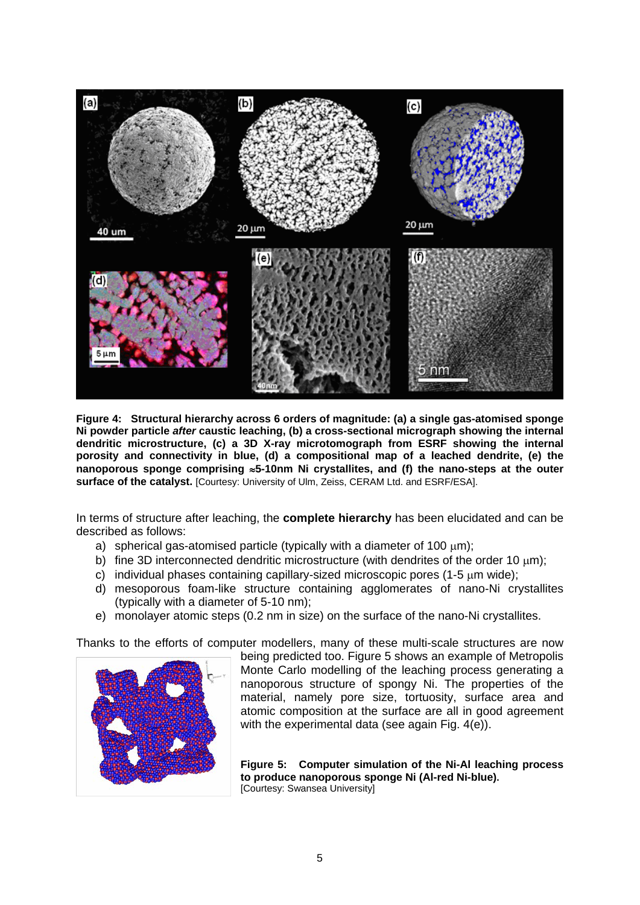**Figure 4: Structural hierarchy across 6 orders of magnitude: (a) a single gas-atomised sponge Ni powder particle *after* caustic leaching, (b) a cross-sectional micrograph showing the internal dendritic microstructure, (c) a 3D X-ray microtomograph from ESRF showing the internal porosity and connectivity in blue, (d) a compositional map of a leached dendrite, (e) the nanoporous sponge comprising ≈5-10nm Ni crystallites, and (f) the nano-steps at the outer surface of the catalyst.** [Courtesy: University of Ulm, Zeiss, CERAM Ltd. and ESRF/ESA].

In terms of structure after leaching, the **complete hierarchy** has been elucidated and can be described as follows:

a) spherical gas-atomised particle (typically with a diameter of 100 μm);
b) fine 3D interconnected dendritic microstructure (with dendrites of the order 10 μm);
c) individual phases containing capillary-sized microscopic pores (1-5 μm wide);
d) mesoporous foam-like structure containing agglomerates of nano-Ni crystallites (typically with a diameter of 5-10 nm);
e) monolayer atomic steps (0.2 nm in size) on the surface of the nano-Ni crystallites.

Thanks to the efforts of computer modellers, many of these multi-scale structures are now being predicted too. Figure 5 shows an example of Metropolis Monte Carlo modelling of the leaching process generating a nanoporous structure of spongy Ni. The properties of the material, namely pore size, tortuosity, surface area and atomic composition at the surface are all in good agreement with the experimental data (see again Fig. 4(e)).

**Figure 5: Computer simulation of the Ni-Al leaching process to produce nanoporous sponge Ni (Al-red Ni-blue).** [Courtesy: Swansea University]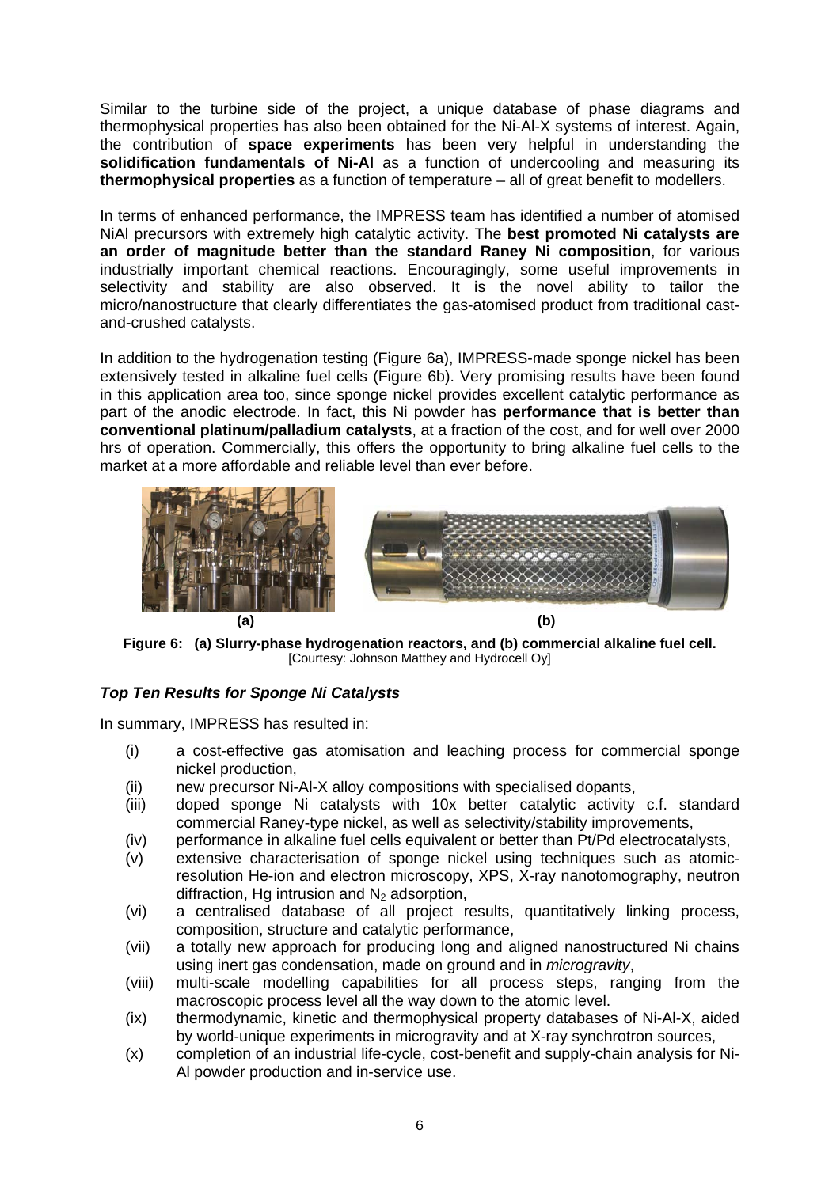Similar to the turbine side of the project, a unique database of phase diagrams and thermophysical properties has also been obtained for the Ni-Al-X systems of interest. Again, the contribution of **space experiments** has been very helpful in understanding the **solidification fundamentals of Ni-Al** as a function of undercooling and measuring its **thermophysical properties** as a function of temperature – all of great benefit to modellers.

In terms of enhanced performance, the IMPRESS team has identified a number of atomised NiAl precursors with extremely high catalytic activity. The **best promoted Ni catalysts are an order of magnitude better than the standard Raney Ni composition**, for various industrially important chemical reactions. Encouragingly, some useful improvements in selectivity and stability are also observed. It is the novel ability to tailor the micro/nanostructure that clearly differentiates the gas-atomised product from traditional cast-and-crushed catalysts.

In addition to the hydrogenation testing (Figure 6a), IMPRESS-made sponge nickel has been extensively tested in alkaline fuel cells (Figure 6b). Very promising results have been found in this application area too, since sponge nickel provides excellent catalytic performance as part of the anodic electrode. In fact, this Ni powder has **performance that is better than conventional platinum/palladium catalysts**, at a fraction of the cost, and for well over 2000 hrs of operation. Commercially, this offers the opportunity to bring alkaline fuel cells to the market at a more affordable and reliable level than ever before.

(a) (b)

**Figure 6: (a) Slurry-phase hydrogenation reactors, and (b) commercial alkaline fuel cell.**
[Courtesy: Johnson Matthey and Hydrocell Oy]

### *Top Ten Results for Sponge Ni Catalysts*

In summary, IMPRESS has resulted in:

(i) a cost-effective gas atomisation and leaching process for commercial sponge nickel production,

(ii) new precursor Ni-Al-X alloy compositions with specialised dopants,

(iii) doped sponge Ni catalysts with 10x better catalytic activity c.f. standard commercial Raney-type nickel, as well as selectivity/stability improvements,

(iv) performance in alkaline fuel cells equivalent or better than Pt/Pd electrocatalysts,

(v) extensive characterisation of sponge nickel using techniques such as atomic-resolution He-ion and electron microscopy, XPS, X-ray nanotomography, neutron diffraction, Hg intrusion and $N_2$ adsorption,

(vi) a centralised database of all project results, quantitatively linking process, composition, structure and catalytic performance,

(vii) a totally new approach for producing long and aligned nanostructured Ni chains using inert gas condensation, made on ground and in *microgravity*,

(viii) multi-scale modelling capabilities for all process steps, ranging from the macroscopic process level all the way down to the atomic level.

(ix) thermodynamic, kinetic and thermophysical property databases of Ni-Al-X, aided by world-unique experiments in microgravity and at X-ray synchrotron sources,

(x) completion of an industrial life-cycle, cost-benefit and supply-chain analysis for Ni-Al powder production and in-service use.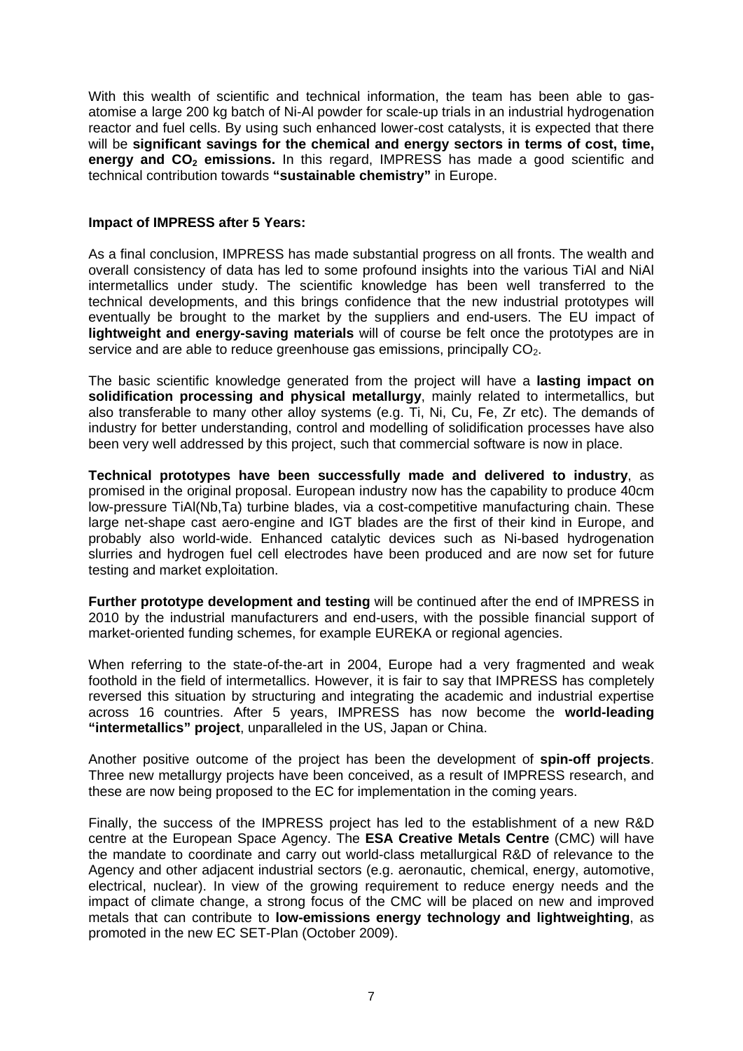With this wealth of scientific and technical information, the team has been able to gas-atomise a large 200 kg batch of Ni-Al powder for scale-up trials in an industrial hydrogenation reactor and fuel cells. By using such enhanced lower-cost catalysts, it is expected that there will be **significant savings for the chemical and energy sectors in terms of cost, time, energy and $CO_2$ emissions.** In this regard, IMPRESS has made a good scientific and technical contribution towards **"sustainable chemistry"** in Europe.

**Impact of IMPRESS after 5 Years:**

As a final conclusion, IMPRESS has made substantial progress on all fronts. The wealth and overall consistency of data has led to some profound insights into the various TiAl and NiAl intermetallics under study. The scientific knowledge has been well transferred to the technical developments, and this brings confidence that the new industrial prototypes will eventually be brought to the market by the suppliers and end-users. The EU impact of **lightweight and energy-saving materials** will of course be felt once the prototypes are in service and are able to reduce greenhouse gas emissions, principally $CO_2$.

The basic scientific knowledge generated from the project will have a **lasting impact on solidification processing and physical metallurgy**, mainly related to intermetallics, but also transferable to many other alloy systems (e.g. Ti, Ni, Cu, Fe, Zr etc). The demands of industry for better understanding, control and modelling of solidification processes have also been very well addressed by this project, such that commercial software is now in place.

**Technical prototypes have been successfully made and delivered to industry**, as promised in the original proposal. European industry now has the capability to produce 40cm low-pressure TiAl(Nb,Ta) turbine blades, via a cost-competitive manufacturing chain. These large net-shape cast aero-engine and IGT blades are the first of their kind in Europe, and probably also world-wide. Enhanced catalytic devices such as Ni-based hydrogenation slurries and hydrogen fuel cell electrodes have been produced and are now set for future testing and market exploitation.

**Further prototype development and testing** will be continued after the end of IMPRESS in 2010 by the industrial manufacturers and end-users, with the possible financial support of market-oriented funding schemes, for example EUREKA or regional agencies.

When referring to the state-of-the-art in 2004, Europe had a very fragmented and weak foothold in the field of intermetallics. However, it is fair to say that IMPRESS has completely reversed this situation by structuring and integrating the academic and industrial expertise across 16 countries. After 5 years, IMPRESS has now become the **world-leading "intermetallics" project**, unparalleled in the US, Japan or China.

Another positive outcome of the project has been the development of **spin-off projects**. Three new metallurgy projects have been conceived, as a result of IMPRESS research, and these are now being proposed to the EC for implementation in the coming years.

Finally, the success of the IMPRESS project has led to the establishment of a new R&D centre at the European Space Agency. The **ESA Creative Metals Centre** (CMC) will have the mandate to coordinate and carry out world-class metallurgical R&D of relevance to the Agency and other adjacent industrial sectors (e.g. aeronautic, chemical, energy, automotive, electrical, nuclear). In view of the growing requirement to reduce energy needs and the impact of climate change, a strong focus of the CMC will be placed on new and improved metals that can contribute to **low-emissions energy technology and lightweighting**, as promoted in the new EC SET-Plan (October 2009).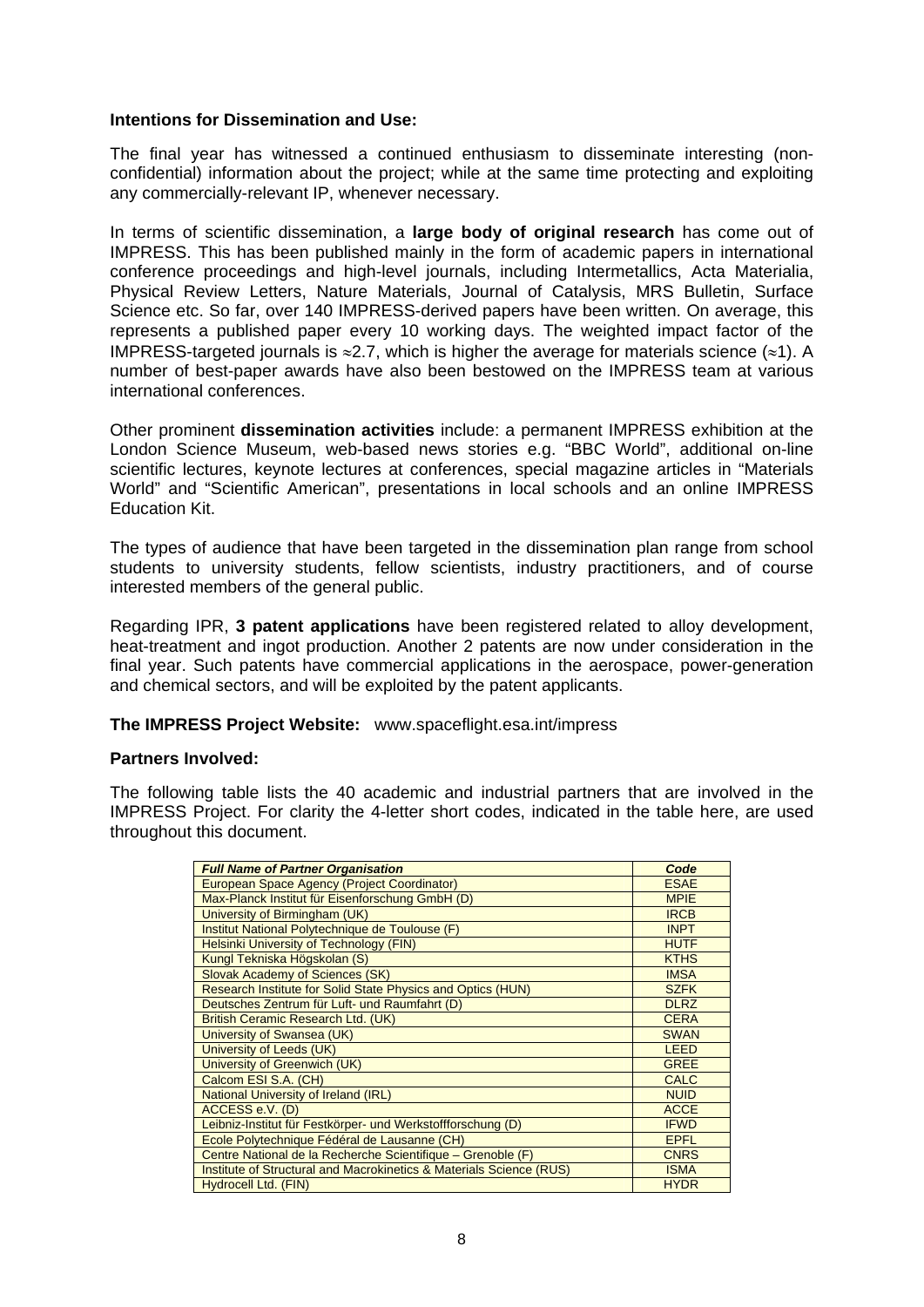**Intentions for Dissemination and Use:**

The final year has witnessed a continued enthusiasm to disseminate interesting (non-confidential) information about the project; while at the same time protecting and exploiting any commercially-relevant IP, whenever necessary.

In terms of scientific dissemination, a **large body of original research** has come out of IMPRESS. This has been published mainly in the form of academic papers in international conference proceedings and high-level journals, including Intermetallics, Acta Materialia, Physical Review Letters, Nature Materials, Journal of Catalysis, MRS Bulletin, Surface Science etc. So far, over 140 IMPRESS-derived papers have been written. On average, this represents a published paper every 10 working days. The weighted impact factor of the IMPRESS-targeted journals is $\approx$2.7, which is higher the average for materials science ($\approx$1). A number of best-paper awards have also been bestowed on the IMPRESS team at various international conferences.

Other prominent **dissemination activities** include: a permanent IMPRESS exhibition at the London Science Museum, web-based news stories e.g. "BBC World", additional on-line scientific lectures, keynote lectures at conferences, special magazine articles in "Materials World" and "Scientific American", presentations in local schools and an online IMPRESS Education Kit.

The types of audience that have been targeted in the dissemination plan range from school students to university students, fellow scientists, industry practitioners, and of course interested members of the general public.

Regarding IPR, **3 patent applications** have been registered related to alloy development, heat-treatment and ingot production. Another 2 patents are now under consideration in the final year. Such patents have commercial applications in the aerospace, power-generation and chemical sectors, and will be exploited by the patent applicants.

**The IMPRESS Project Website:** www.spaceflight.esa.int/impress

**Partners Involved:**

The following table lists the 40 academic and industrial partners that are involved in the IMPRESS Project. For clarity the 4-letter short codes, indicated in the table here, are used throughout this document.

| *Full Name of Partner Organisation* | *Code* |
|---|---|
| European Space Agency (Project Coordinator) | ESAE |
| Max-Planck Institut für Eisenforschung GmbH (D) | MPIE |
| University of Birmingham (UK) | IRCB |
| Institut National Polytechnique de Toulouse (F) | INPT |
| Helsinki University of Technology (FIN) | HUTF |
| Kungl Tekniska Högskolan (S) | KTHS |
| Slovak Academy of Sciences (SK) | IMSA |
| Research Institute for Solid State Physics and Optics (HUN) | SZFK |
| Deutsches Zentrum für Luft- und Raumfahrt (D) | DLRZ |
| British Ceramic Research Ltd. (UK) | CERA |
| University of Swansea (UK) | SWAN |
| University of Leeds (UK) | LEED |
| University of Greenwich (UK) | GREE |
| Calcom ESI S.A. (CH) | CALC |
| National University of Ireland (IRL) | NUID |
| ACCESS e.V. (D) | ACCE |
| Leibniz-Institut für Festkörper- und Werkstoffforschung (D) | IFWD |
| Ecole Polytechnique Fédéral de Lausanne (CH) | EPFL |
| Centre National de la Recherche Scientifique – Grenoble (F) | CNRS |
| Institute of Structural and Macrokinetics & Materials Science (RUS) | ISMA |
| Hydrocell Ltd. (FIN) | HYDR |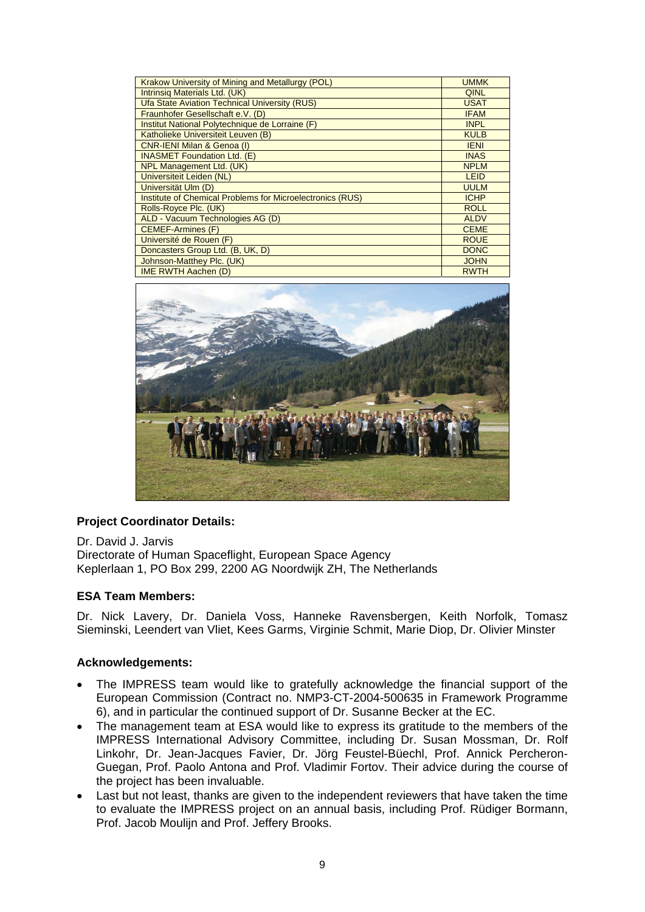| | |
|---|---|
| Krakow University of Mining and Metallurgy (POL) | UMMK |
| Intrinsiq Materials Ltd. (UK) | QINL |
| Ufa State Aviation Technical University (RUS) | USAT |
| Fraunhofer Gesellschaft e.V. (D) | IFAM |
| Institut National Polytechnique de Lorraine (F) | INPL |
| Katholieke Universiteit Leuven (B) | KULB |
| CNR-IENI Milan & Genoa (I) | IENI |
| INASMET Foundation Ltd. (E) | INAS |
| NPL Management Ltd. (UK) | NPLM |
| Universiteit Leiden (NL) | LEID |
| Universität Ulm (D) | UULM |
| Institute of Chemical Problems for Microelectronics (RUS) | ICHP |
| Rolls-Royce Plc. (UK) | ROLL |
| ALD - Vacuum Technologies AG (D) | ALDV |
| CEMEF-Armines (F) | CEME |
| Université de Rouen (F) | ROUE |
| Doncasters Group Ltd. (B, UK, D) | DONC |
| Johnson-Matthey Plc. (UK) | JOHN |
| IME RWTH Aachen (D) | RWTH |

**Project Coordinator Details:**

Dr. David J. Jarvis
Directorate of Human Spaceflight, European Space Agency
Keplerlaan 1, PO Box 299, 2200 AG Noordwijk ZH, The Netherlands

**ESA Team Members:**

Dr. Nick Lavery, Dr. Daniela Voss, Hanneke Ravensbergen, Keith Norfolk, Tomasz Sieminski, Leendert van Vliet, Kees Garms, Virginie Schmit, Marie Diop, Dr. Olivier Minster

**Acknowledgements:**

- The IMPRESS team would like to gratefully acknowledge the financial support of the European Commission (Contract no. NMP3-CT-2004-500635 in Framework Programme 6), and in particular the continued support of Dr. Susanne Becker at the EC.
- The management team at ESA would like to express its gratitude to the members of the IMPRESS International Advisory Committee, including Dr. Susan Mossman, Dr. Rolf Linkohr, Dr. Jean-Jacques Favier, Dr. Jörg Feustel-Büechl, Prof. Annick Percheron-Guegan, Prof. Paolo Antona and Prof. Vladimir Fortov. Their advice during the course of the project has been invaluable.
- Last but not least, thanks are given to the independent reviewers that have taken the time to evaluate the IMPRESS project on an annual basis, including Prof. Rüdiger Bormann, Prof. Jacob Moulijn and Prof. Jeffery Brooks.